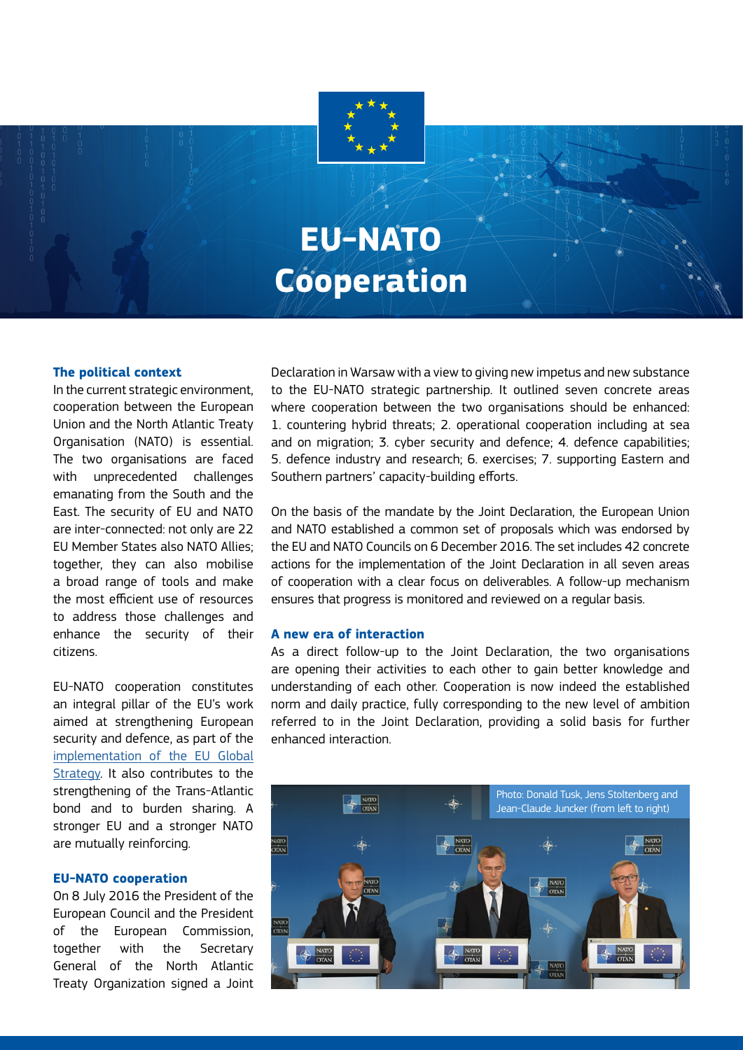# EU-NATO Cooperation

### The political context

In the current strategic environment, cooperation between the European Union and the North Atlantic Treaty Organisation (NATO) is essential. The two organisations are faced with unprecedented challenges emanating from the South and the East. The security of EU and NATO are inter-connected: not only are 22 EU Member States also NATO Allies; together, they can also mobilise a broad range of tools and make the most efficient use of resources to address those challenges and enhance the security of their citizens.

EU-NATO cooperation constitutes an integral pillar of the EU's work aimed at strengthening European security and defence, as part of the implementation of the EU Global Strategy. It also contributes to the strengthening of the Trans-Atlantic bond and to burden sharing. A stronger EU and a stronger NATO are mutually reinforcing.

### EU-NATO cooperation

On 8 July 2016 the President of the European Council and the President of the European Commission, together with the Secretary General of the North Atlantic Treaty Organization signed a Joint Declaration in Warsaw with a view to giving new impetus and new substance to the EU-NATO strategic partnership. It outlined seven concrete areas where cooperation between the two organisations should be enhanced: 1. countering hybrid threats; 2. operational cooperation including at sea and on migration; 3. cyber security and defence; 4. defence capabilities; 5. defence industry and research; 6. exercises; 7. supporting Eastern and Southern partners' capacity-building efforts.

On the basis of the mandate by the Joint Declaration, the European Union and NATO established a common set of proposals which was endorsed by the EU and NATO Councils on 6 December 2016. The set includes 42 concrete actions for the implementation of the Joint Declaration in all seven areas of cooperation with a clear focus on deliverables. A follow-up mechanism ensures that progress is monitored and reviewed on a regular basis.

### A new era of interaction

As a direct follow-up to the Joint Declaration, the two organisations are opening their activities to each other to gain better knowledge and understanding of each other. Cooperation is now indeed the established norm and daily practice, fully corresponding to the new level of ambition referred to in the Joint Declaration, providing a solid basis for further enhanced interaction.

Photo: Donald Tusk, Jens Stoltenberg and Jean-Claude Juncker (from left to right)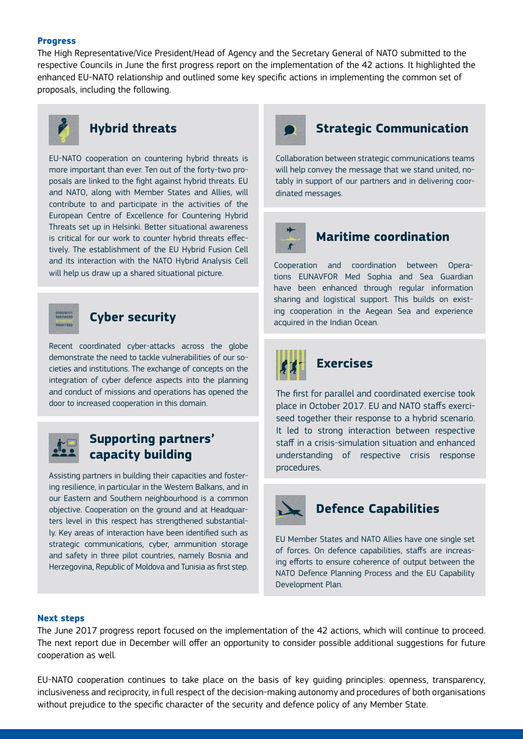**Progress**

The High Representative/Vice President/Head of Agency and the Secretary General of NATO submitted to the respective Councils in June the first progress report on the implementation of the 42 actions. It highlighted the enhanced EU-NATO relationship and outlined some key specific actions in implementing the common set of proposals, including the following.

## Hybrid threats

EU-NATO cooperation on countering hybrid threats is more important than ever. Ten out of the forty-two proposals are linked to the fight against hybrid threats. EU and NATO, along with Member States and Allies, will contribute to and participate in the activities of the European Centre of Excellence for Countering Hybrid Threats set up in Helsinki. Better situational awareness is critical for our work to counter hybrid threats effectively. The establishment of the EU Hybrid Fusion Cell and its interaction with the NATO Hybrid Analysis Cell will help us draw up a shared situational picture.

## Cyber security

Recent coordinated cyber-attacks across the globe demonstrate the need to tackle vulnerabilities of our societies and institutions. The exchange of concepts on the integration of cyber defence aspects into the planning and conduct of missions and operations has opened the door to increased cooperation in this domain.

## Supporting partners' capacity building

Assisting partners in building their capacities and fostering resilience, in particular in the Western Balkans, and in our Eastern and Southern neighbourhood is a common objective. Cooperation on the ground and at Headquarters level in this respect has strengthened substantially. Key areas of interaction have been identified such as strategic communications, cyber, ammunition storage and safety in three pilot countries, namely Bosnia and Herzegovina, Republic of Moldova and Tunisia as first step.

## Strategic Communication

Collaboration between strategic communications teams will help convey the message that we stand united, notably in support of our partners and in delivering coordinated messages.

## Maritime coordination

Cooperation and coordination between Operations EUNAVFOR Med Sophia and Sea Guardian have been enhanced through regular information sharing and logistical support. This builds on existing cooperation in the Aegean Sea and experience acquired in the Indian Ocean.

## Exercises

The first for parallel and coordinated exercise took place in October 2017. EU and NATO staffs exerciseed together their response to a hybrid scenario. It led to strong interaction between respective staff in a crisis-simulation situation and enhanced understanding of respective crisis response procedures.

## Defence Capabilities

EU Member States and NATO Allies have one single set of forces. On defence capabilities, staffs are increasing efforts to ensure coherence of output between the NATO Defence Planning Process and the EU Capability Development Plan.

**Next steps**

The June 2017 progress report focused on the implementation of the 42 actions, which will continue to proceed. The next report due in December will offer an opportunity to consider possible additional suggestions for future cooperation as well.

EU-NATO cooperation continues to take place on the basis of key guiding principles: openness, transparency, inclusiveness and reciprocity, in full respect of the decision-making autonomy and procedures of both organisations without prejudice to the specific character of the security and defence policy of any Member State.